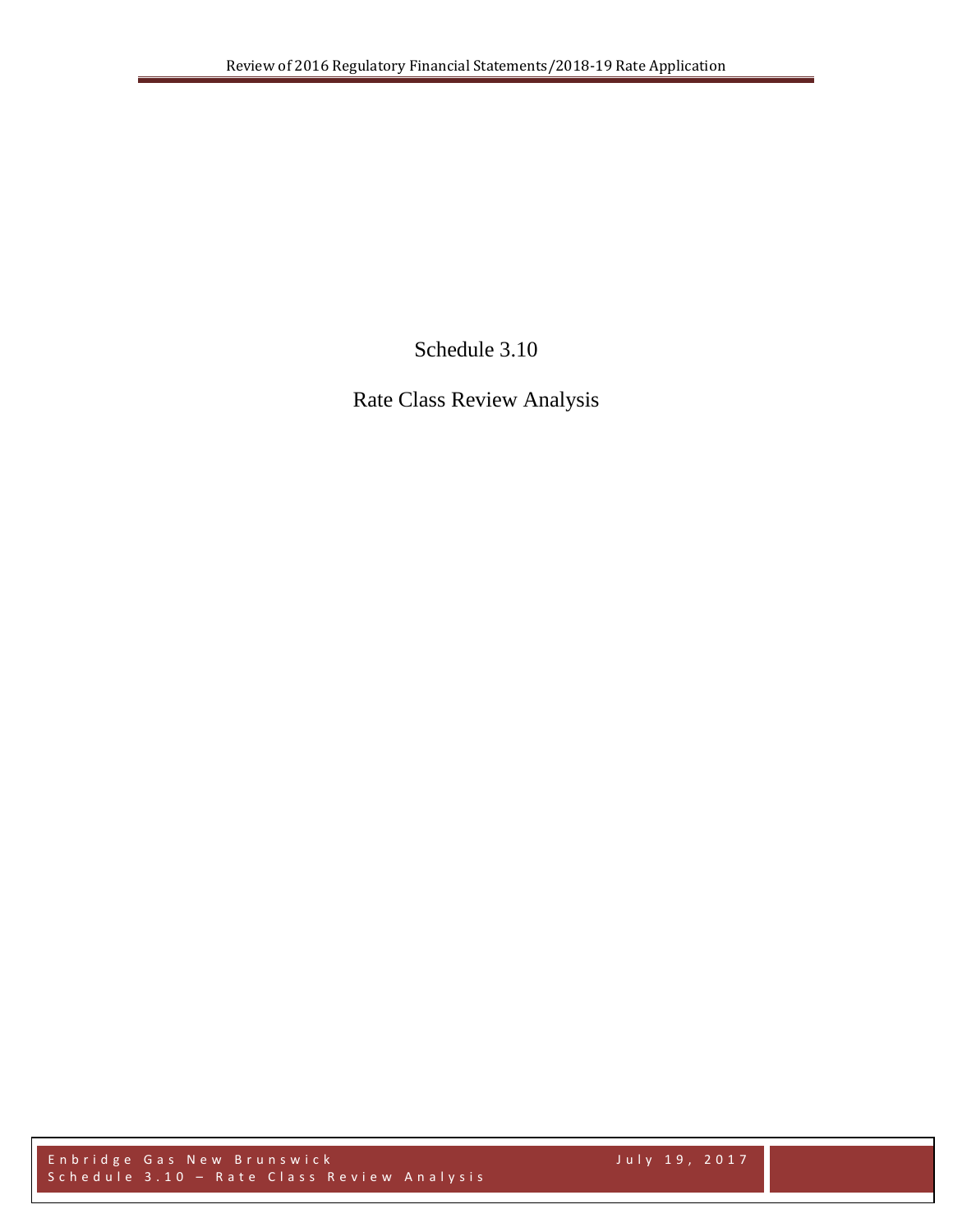# Schedule 3.10

## Rate Class Review Analysis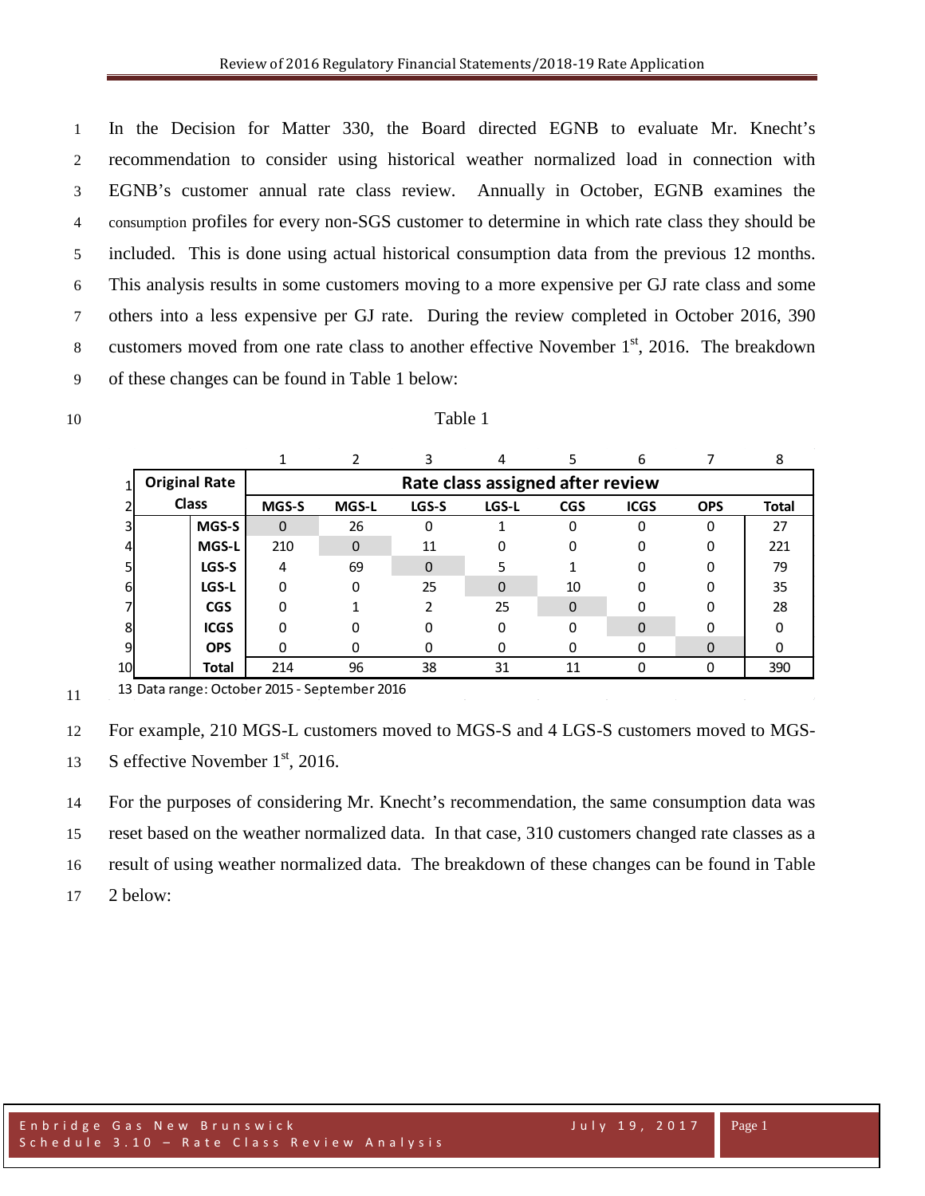In the Decision for Matter 330, the Board directed EGNB to evaluate Mr. Knecht's recommendation to consider using historical weather normalized load in connection with EGNB's customer annual rate class review. Annually in October, EGNB examines the consumption profiles for every non-SGS customer to determine in which rate class they should be included. This is done using actual historical consumption data from the previous 12 months. This analysis results in some customers moving to a more expensive per GJ rate class and some others into a less expensive per GJ rate. During the review completed in October 2016, 390 customers moved from one rate class to another effective November 1st, 2016. The breakdown of these changes can be found in Table 1 below:

Table 1

| Original Rate Class | Rate class assigned after review | | | | | | | |
|---|---|---|---|---|---|---|---|---|
| | MGS-S | MGS-L | LGS-S | LGS-L | CGS | ICGS | OPS | Total |
| MGS-S | 0 | 26 | 0 | 1 | 0 | 0 | 0 | 27 |
| MGS-L | 210 | 0 | 11 | 0 | 0 | 0 | 0 | 221 |
| LGS-S | 4 | 69 | 0 | 5 | 1 | 0 | 0 | 79 |
| LGS-L | 0 | 0 | 25 | 0 | 10 | 0 | 0 | 35 |
| CGS | 0 | 1 | 2 | 25 | 0 | 0 | 0 | 28 |
| ICGS | 0 | 0 | 0 | 0 | 0 | 0 | 0 | 0 |
| OPS | 0 | 0 | 0 | 0 | 0 | 0 | 0 | 0 |
| Total | 214 | 96 | 38 | 31 | 11 | 0 | 0 | 390 |

Data range: October 2015 - September 2016

For example, 210 MGS-L customers moved to MGS-S and 4 LGS-S customers moved to MGS-S effective November 1st, 2016.

For the purposes of considering Mr. Knecht's recommendation, the same consumption data was reset based on the weather normalized data. In that case, 310 customers changed rate classes as a result of using weather normalized data. The breakdown of these changes can be found in Table 2 below: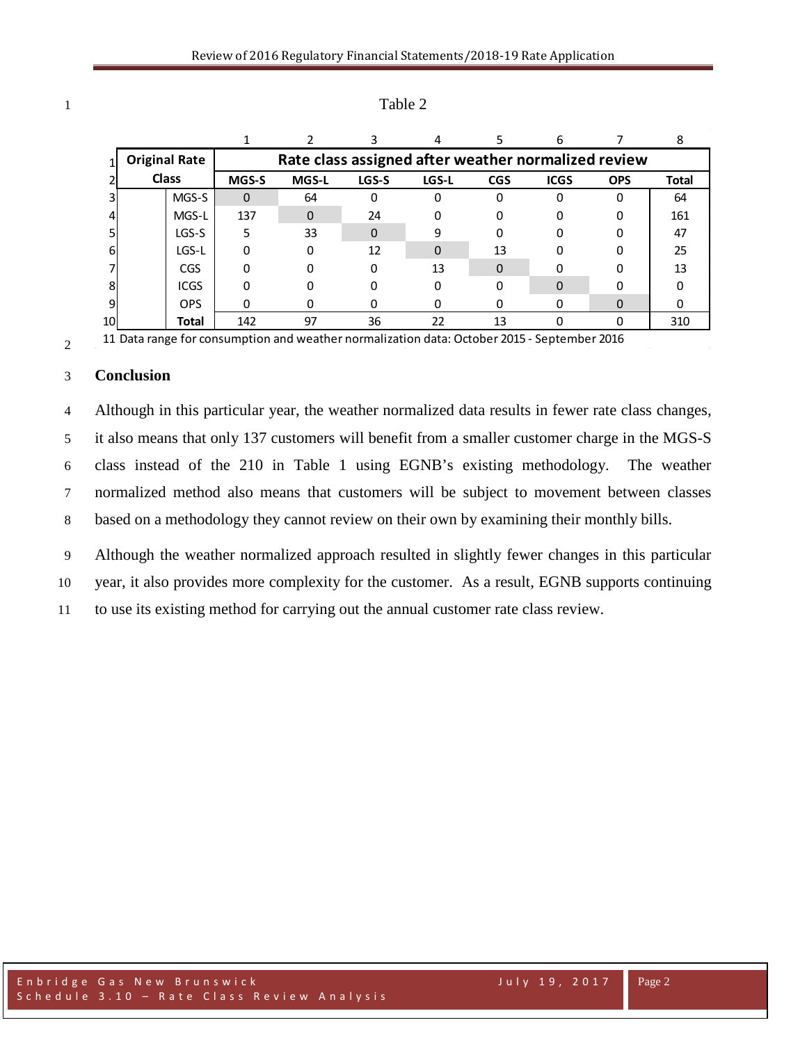Table 2

| Original Rate Class | Rate class assigned after weather normalized review | | | | | | | |
|---|---|---|---|---|---|---|---|---|
| | MGS-S | MGS-L | LGS-S | LGS-L | CGS | ICGS | OPS | Total |
| MGS-S | 0 | 64 | 0 | 0 | 0 | 0 | 0 | 64 |
| MGS-L | 137 | 0 | 24 | 0 | 0 | 0 | 0 | 161 |
| LGS-S | 5 | 33 | 0 | 9 | 0 | 0 | 0 | 47 |
| LGS-L | 0 | 0 | 12 | 0 | 13 | 0 | 0 | 25 |
| CGS | 0 | 0 | 0 | 13 | 0 | 0 | 0 | 13 |
| ICGS | 0 | 0 | 0 | 0 | 0 | 0 | 0 | 0 |
| OPS | 0 | 0 | 0 | 0 | 0 | 0 | 0 | 0 |
| Total | 142 | 97 | 36 | 22 | 13 | 0 | 0 | 310 |

Data range for consumption and weather normalization data: October 2015 - September 2016

## Conclusion

Although in this particular year, the weather normalized data results in fewer rate class changes, it also means that only 137 customers will benefit from a smaller customer charge in the MGS-S class instead of the 210 in Table 1 using EGNB's existing methodology. The weather normalized method also means that customers will be subject to movement between classes based on a methodology they cannot review on their own by examining their monthly bills.

Although the weather normalized approach resulted in slightly fewer changes in this particular year, it also provides more complexity for the customer. As a result, EGNB supports continuing to use its existing method for carrying out the annual customer rate class review.